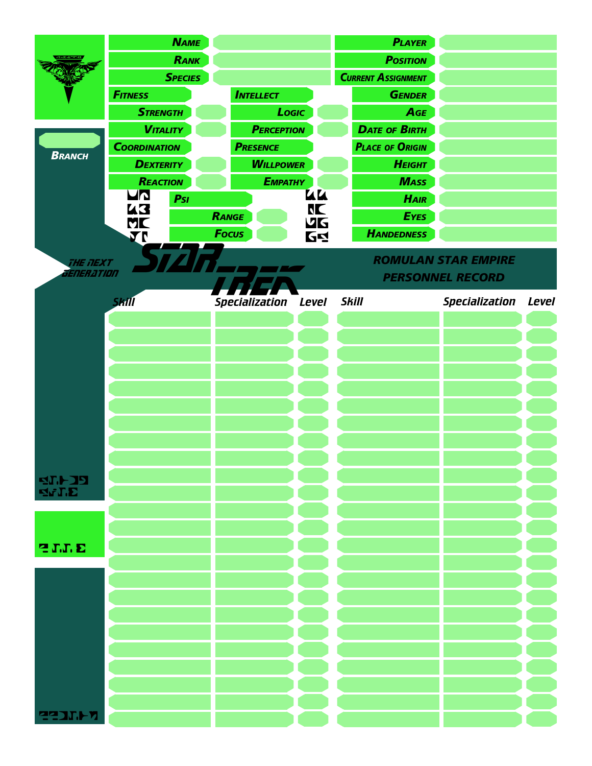# STAR TREK THE NEXT GENERATION

## ROMULAN STAR EMPIRE PERSONNEL RECORD

| | | | |
|---|---|---|---|
| **Name** | | **Player** | |
| **Rank** | | **Position** | |
| **Species** | | **Current Assignment** | |

**Branch**

| | | | | | |
|---|---|---|---|---|---|
| **Fitness** | | **Intellect** | | **Gender** | |
| **Strength** | | **Logic** | | **Age** | |
| **Vitality** | | **Perception** | | **Date of Birth** | |
| **Coordination** | | **Presence** | | **Place of Origin** | |
| **Dexterity** | | **Willpower** | | **Height** | |
| **Reaction** | | **Empathy** | | **Mass** | |
| **Psi** | | | | **Hair** | |
| **Range** | | | | **Eyes** | |
| **Focus** | | | | **Handedness** | |

| Skill | Specialization | Level | Skill | Specialization | Level |
|---|---|---|---|---|---|
| | | | | | |
| | | | | | |
| | | | | | |
| | | | | | |
| | | | | | |
| | | | | | |
| | | | | | |
| | | | | | |
| | | | | | |
| | | | | | |
| | | | | | |
| | | | | | |
| | | | | | |
| | | | | | |
| | | | | | |
| | | | | | |
| | | | | | |
| | | | | | |
| | | | | | |
| | | | | | |
| | | | | | |
| | | | | | |
| | | | | | |
| | | | | | |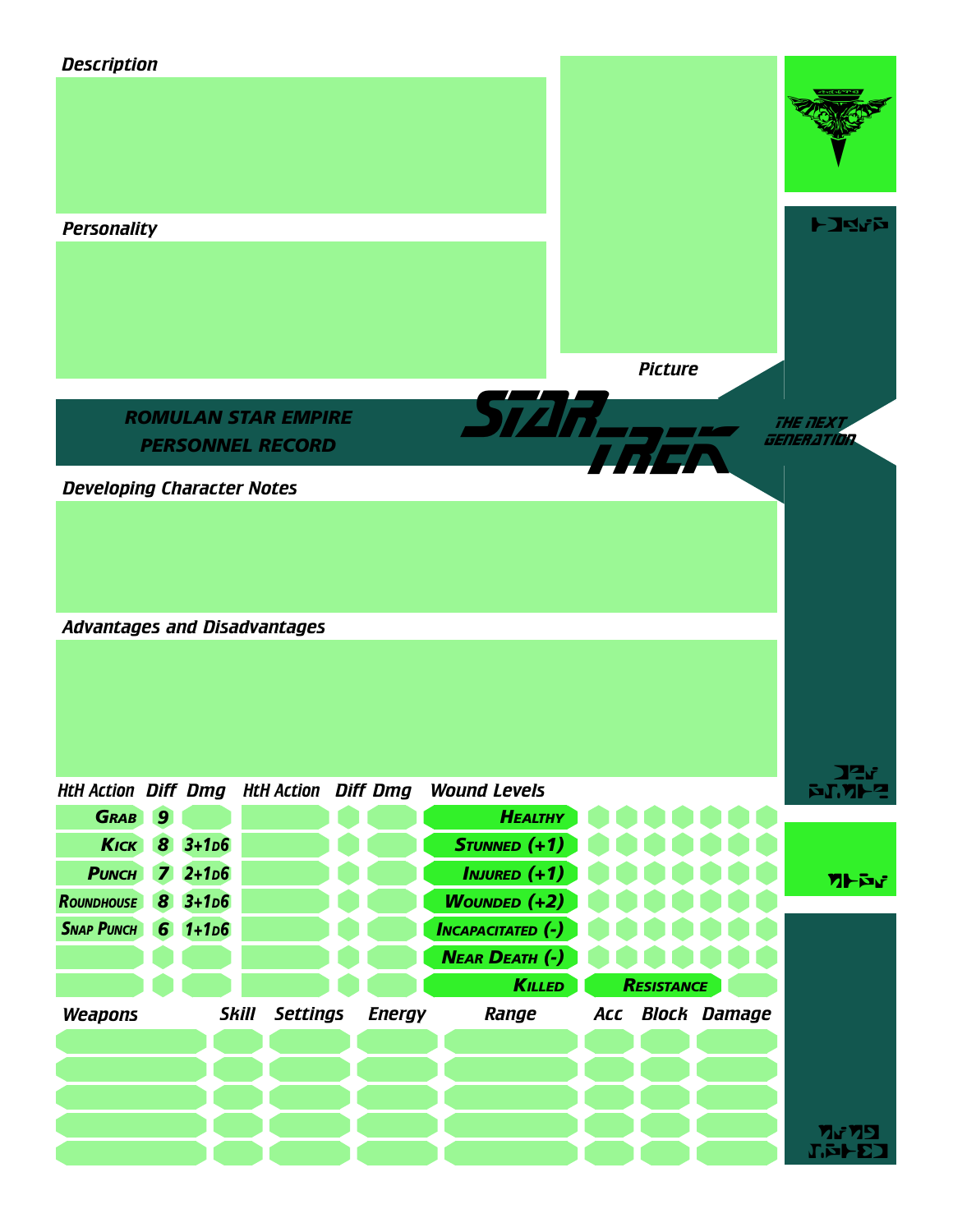**Description**

**Personality**

**Picture**

**ROMULAN STAR EMPIRE**
**PERSONNEL RECORD**

STAR TREK

THE NEXT GENERATION

**Developing Character Notes**

**Advantages and Disadvantages**

| HtH Action | Diff | Dmg | HtH Action | Diff | Dmg |
|---|---|---|---|---|---|
| Grab | 9 | | | | |
| Kick | 8 | 3+1D6 | | | |
| Punch | 7 | 2+1D6 | | | |
| Roundhouse | 8 | 3+1D6 | | | |
| Snap Punch | 6 | 1+1D6 | | | |
| | | | | | |
| | | | | | |

| Wound Levels | |
|---|---|
| Healthy | |
| Stunned (+1) | |
| Injured (+1) | |
| Wounded (+2) | |
| Incapacitated (-) | |
| Near Death (-) | |
| Killed | Resistance |

| Weapons | Skill | Settings | Energy | Range | Acc | Block | Damage |
|---|---|---|---|---|---|---|---|
| | | | | | | | |
| | | | | | | | |
| | | | | | | | |
| | | | | | | | |
| | | | | | | | |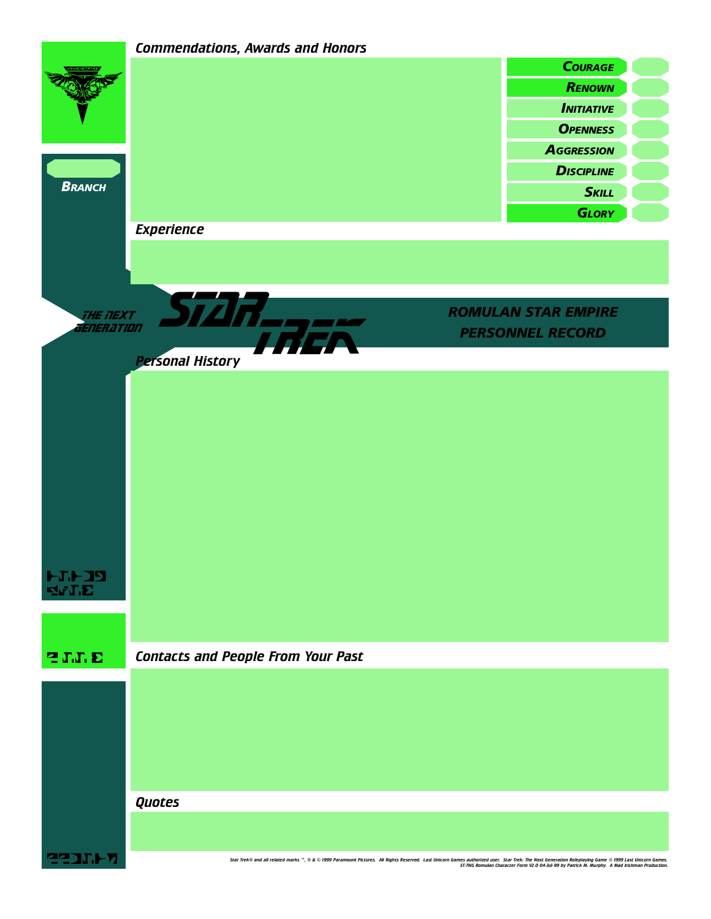## Commendations, Awards and Honors

| | |
|---|---|
| Courage | |
| Renown | |
| Initiative | |
| Openness | |
| Aggression | |
| Discipline | |
| Skill | |
| Glory | |

**Branch**

## Experience

THE NEXT GENERATION

STAR TREK

**ROMULAN STAR EMPIRE PERSONNEL RECORD**

## Personal History

## Contacts and People From Your Past

## Quotes

*Star Trek® and all related marks ™, ® & © 1999 Paramount Pictures. All Rights Reserved. Last Unicorn Games authorized user. Star Trek: The Next Generation Roleplaying Game © 1999 Last Unicorn Games. ST:TNG Romulan Character Form V2.0 04-Jul-99 by Patrick M. Murphy. A Mad Irishman Production.*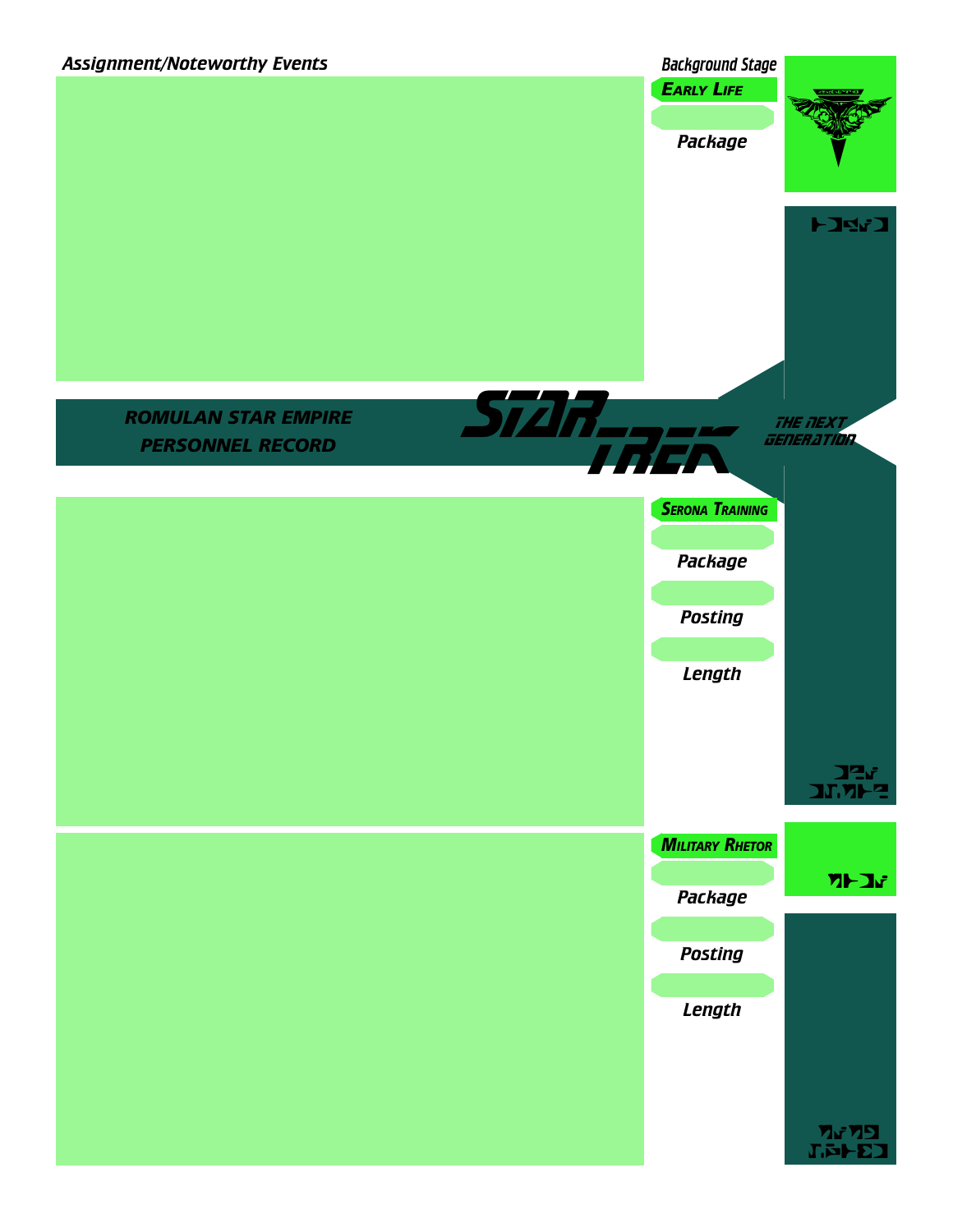*Assignment/Noteworthy Events*

*Background Stage*

**EARLY LIFE**

*Package*

## ROMULAN STAR EMPIRE PERSONNEL RECORD

STAR TREK THE NEXT GENERATION

**SERONA TRAINING**

*Package*

*Posting*

*Length*

**MILITARY RHETOR**

*Package*

*Posting*

*Length*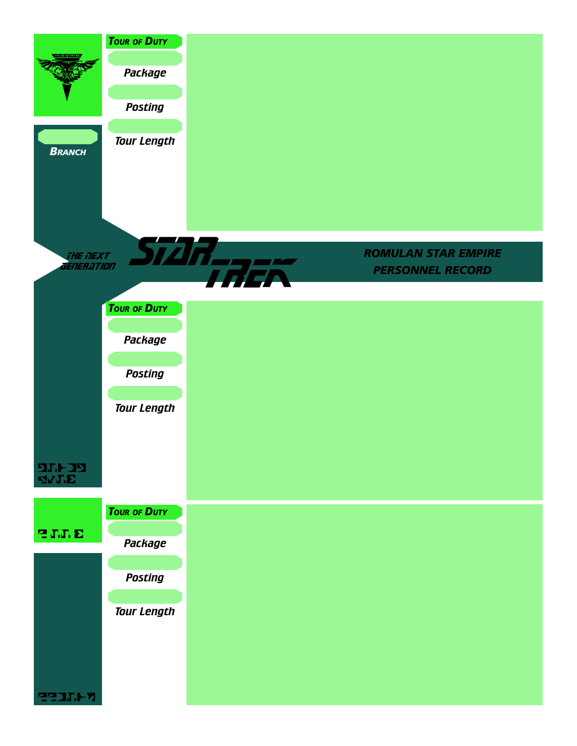**Tour of Duty**

Package

Posting

Tour Length

**Branch**

THE NEXT GENERATION

STAR TREK

**ROMULAN STAR EMPIRE**
**PERSONNEL RECORD**

**Tour of Duty**

Package

Posting

Tour Length

**Tour of Duty**

Package

Posting

Tour Length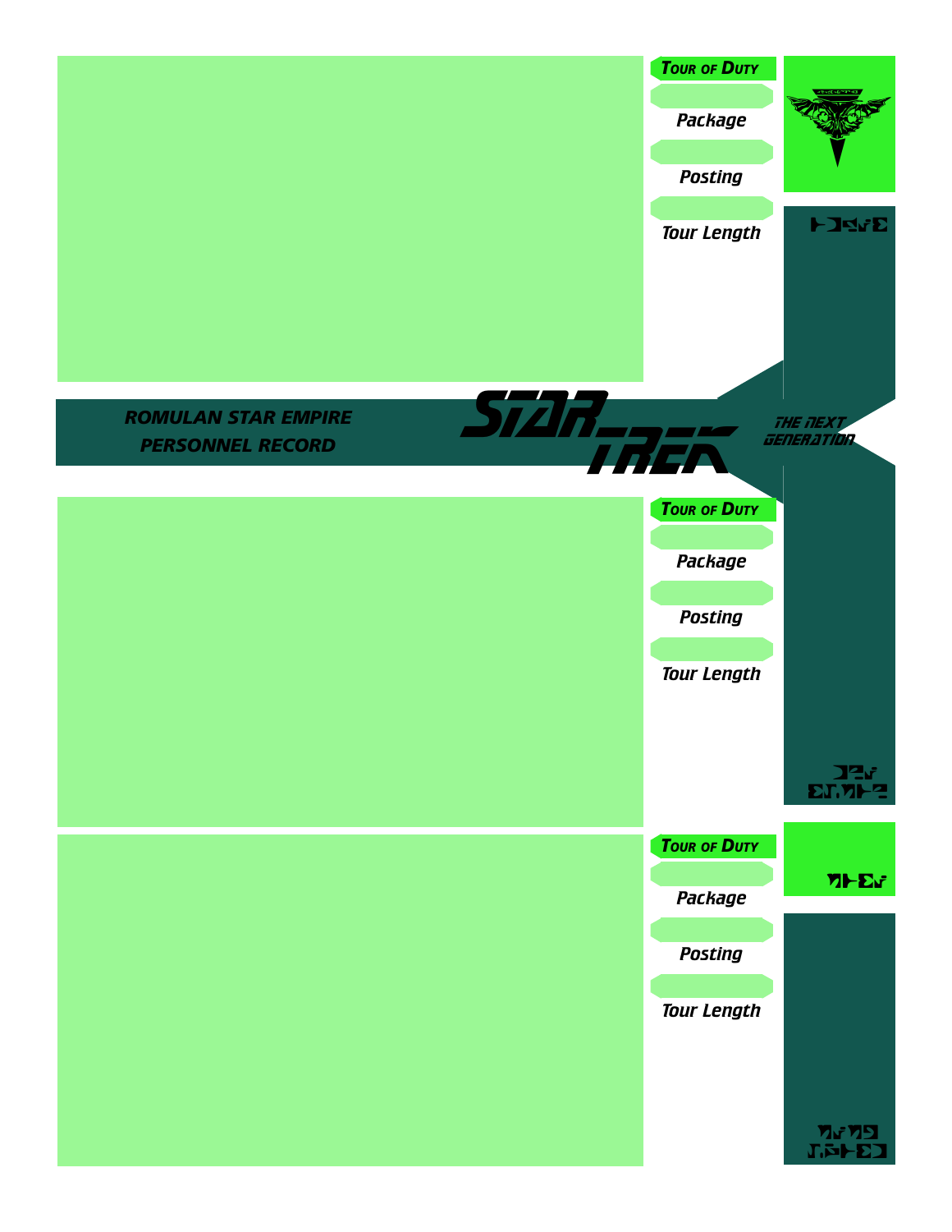**Tour of Duty**

*Package*

*Posting*

*Tour Length*

***ROMULAN STAR EMPIRE***
***PERSONNEL RECORD***

STAR TREK
THE NEXT GENERATION

**Tour of Duty**

*Package*

*Posting*

*Tour Length*

**Tour of Duty**

*Package*

*Posting*

*Tour Length*